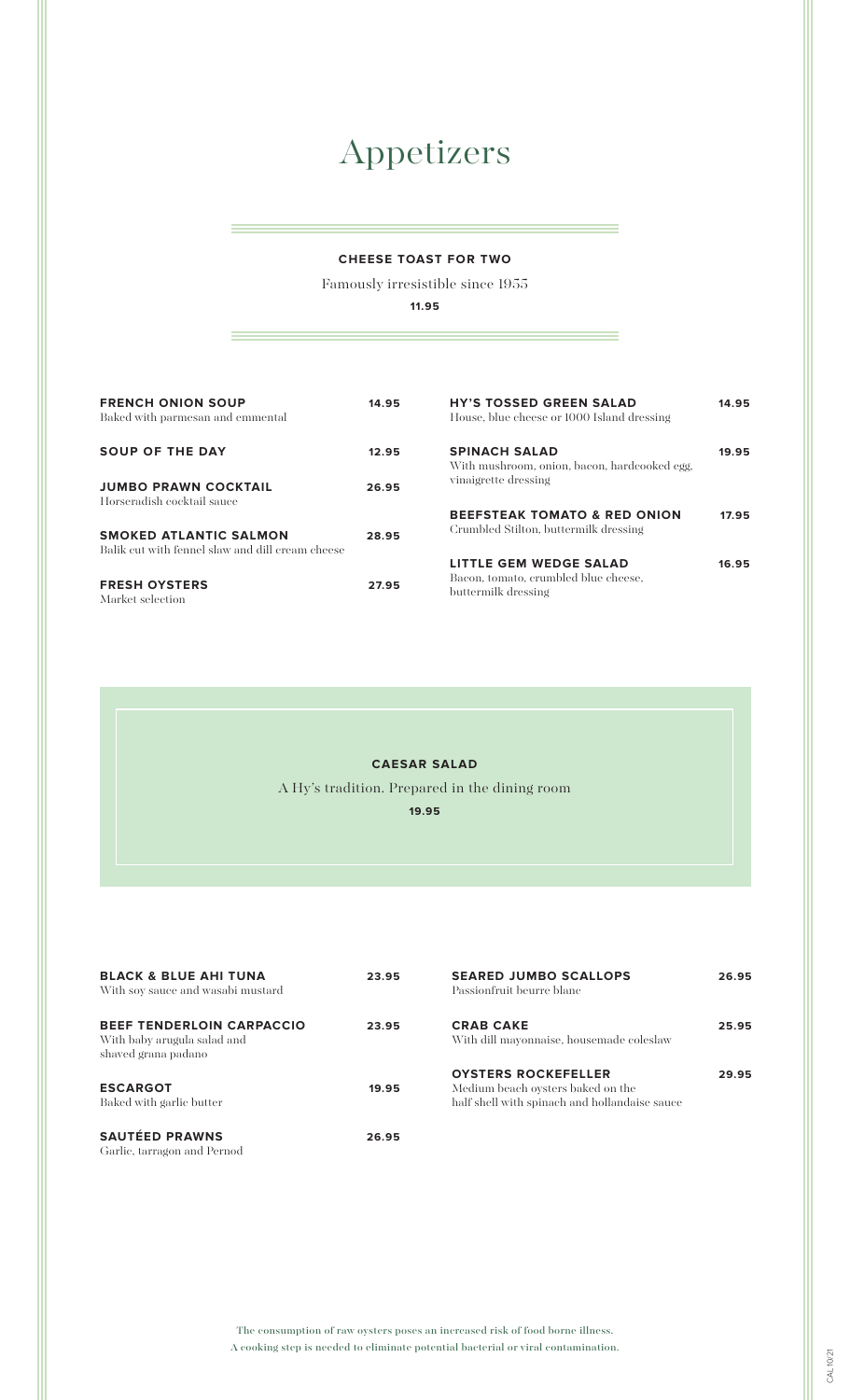# Appetizers

**CHEESE TOAST FOR TWO**

Famously irresistible since 1955

**11.95**

**FRENCH ONION SOUP** 14.95
Baked with parmesan and emmental

**SOUP OF THE DAY** 12.95

**JUMBO PRAWN COCKTAIL** 26.95
Horseradish cocktail sauce

**SMOKED ATLANTIC SALMON** 28.95
Balik cut with fennel slaw and dill cream cheese

**FRESH OYSTERS** 27.95
Market selection

**HY'S TOSSED GREEN SALAD** 14.95
House, blue cheese or 1000 Island dressing

**SPINACH SALAD** 19.95
With mushroom, onion, bacon, hardcooked egg, vinaigrette dressing

**BEEFSTEAK TOMATO & RED ONION** 17.95
Crumbled Stilton, buttermilk dressing

**LITTLE GEM WEDGE SALAD** 16.95
Bacon, tomato, crumbled blue cheese, buttermilk dressing

**CAESAR SALAD**

A Hy's tradition. Prepared in the dining room

**19.95**

**BLACK & BLUE AHI TUNA** 23.95
With soy sauce and wasabi mustard

**BEEF TENDERLOIN CARPACCIO** 23.95
With baby arugula salad and shaved grana padano

**ESCARGOT** 19.95
Baked with garlic butter

**SAUTÉED PRAWNS** 26.95
Garlic, tarragon and Pernod

**SEARED JUMBO SCALLOPS** 26.95
Passionfruit beurre blanc

**CRAB CAKE** 25.95
With dill mayonnaise, housemade coleslaw

**OYSTERS ROCKEFELLER** 29.95
Medium beach oysters baked on the half shell with spinach and hollandaise sauce

The consumption of raw oysters poses an increased risk of food borne illness.
A cooking step is needed to eliminate potential bacterial or viral contamination.

CAL 10/21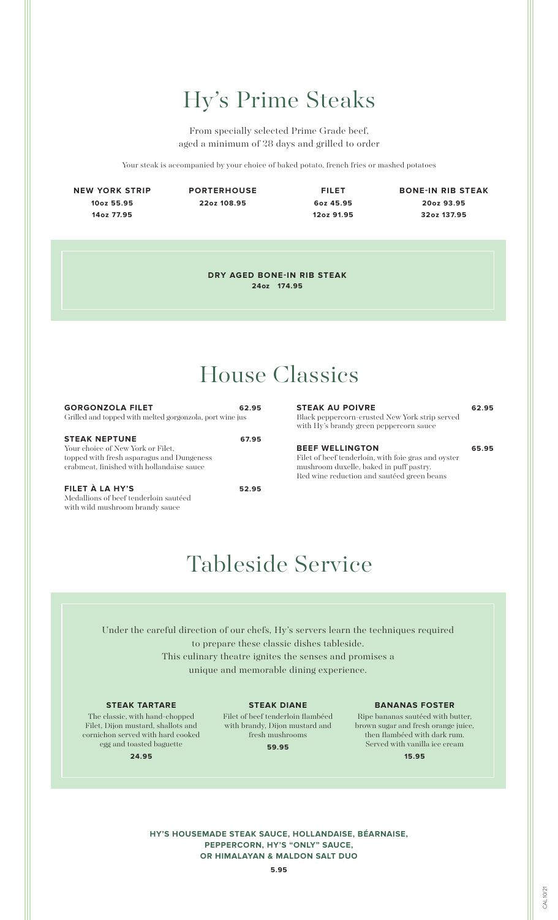# Hy's Prime Steaks

From specially selected Prime Grade beef, aged a minimum of 28 days and grilled to order

Your steak is accompanied by your choice of baked potato, french fries or mashed potatoes

**NEW YORK STRIP**
**10oz 55.95**
**14oz 77.95**

**PORTERHOUSE**
**22oz 108.95**

**FILET**
**6oz 45.95**
**12oz 91.95**

**BONE-IN RIB STEAK**
**20oz 93.95**
**32oz 137.95**

**DRY AGED BONE-IN RIB STEAK**
**24oz 174.95**

# House Classics

**GORGONZOLA FILET** **62.95**
Grilled and topped with melted gorgonzola, port wine jus

**STEAK NEPTUNE** **67.95**
Your choice of New York or Filet, topped with fresh asparagus and Dungeness crabmeat, finished with hollandaise sauce

**FILET À LA HY'S** **52.95**
Medallions of beef tenderloin sautéed with wild mushroom brandy sauce

**STEAK AU POIVRE** **62.95**
Black peppercorn-crusted New York strip served with Hy's brandy green peppercorn sauce

**BEEF WELLINGTON** **65.95**
Filet of beef tenderloin, with foie gras and oyster mushroom duxelle, baked in puff pastry. Red wine reduction and sautéed green beans

# Tableside Service

Under the careful direction of our chefs, Hy's servers learn the techniques required to prepare these classic dishes tableside. This culinary theatre ignites the senses and promises a unique and memorable dining experience.

**STEAK TARTARE**
The classic, with hand-chopped Filet, Dijon mustard, shallots and cornichon served with hard cooked egg and toasted baguette
**24.95**

**STEAK DIANE**
Filet of beef tenderloin flambéed with brandy, Dijon mustard and fresh mushrooms
**59.95**

**BANANAS FOSTER**
Ripe bananas sautéed with butter, brown sugar and fresh orange juice, then flambéed with dark rum. Served with vanilla ice cream
**15.95**

**HY'S HOUSEMADE STEAK SAUCE, HOLLANDAISE, BÉARNAISE, PEPPERCORN, HY'S "ONLY" SAUCE, OR HIMALAYAN & MALDON SALT DUO**
**5.95**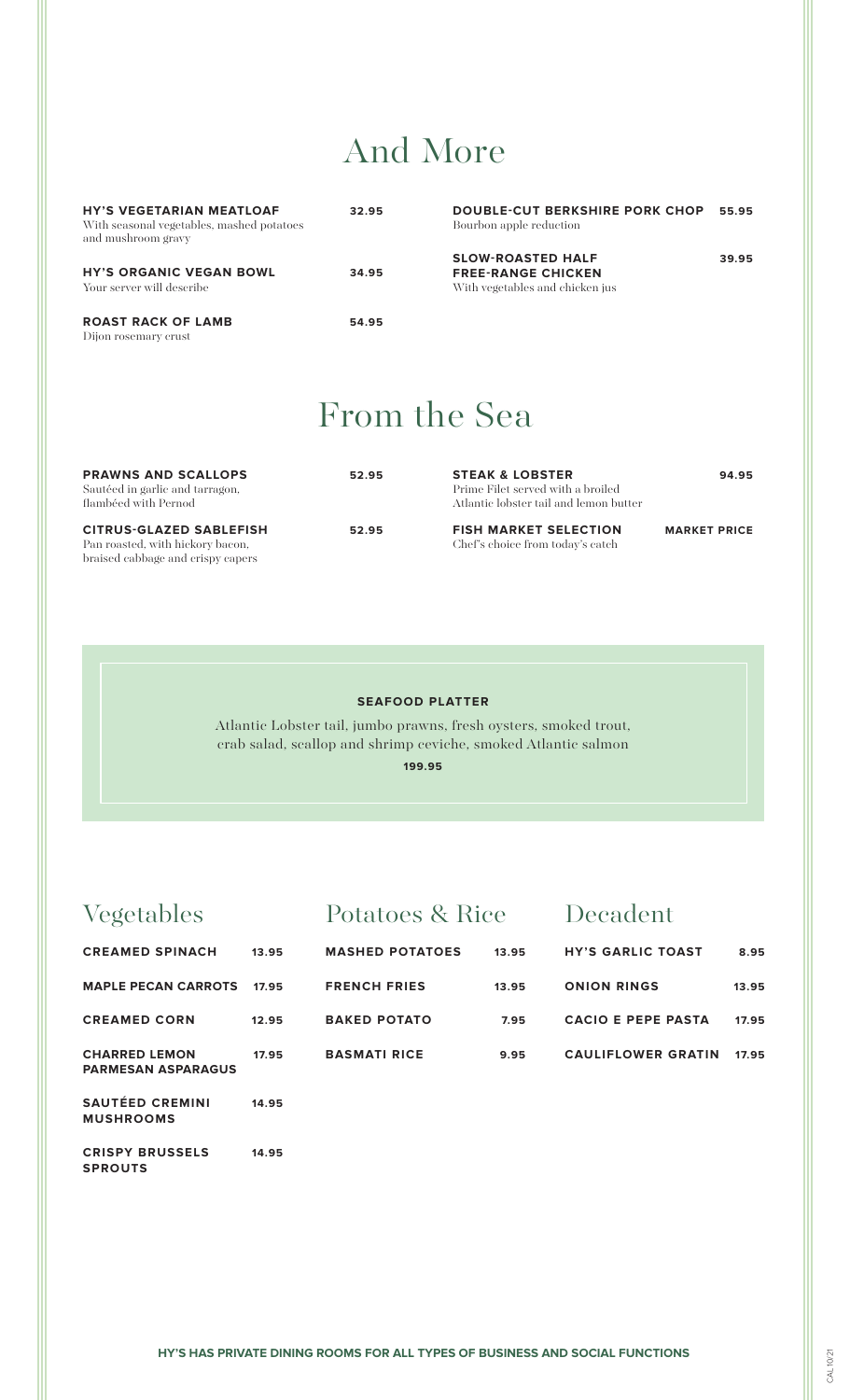# And More

**HY'S VEGETARIAN MEATLOAF** 32.95
With seasonal vegetables, mashed potatoes and mushroom gravy

**HY'S ORGANIC VEGAN BOWL** 34.95
Your server will describe

**ROAST RACK OF LAMB** 54.95
Dijon rosemary crust

**DOUBLE-CUT BERKSHIRE PORK CHOP** 55.95
Bourbon apple reduction

**SLOW-ROASTED HALF FREE-RANGE CHICKEN** 39.95
With vegetables and chicken jus

# From the Sea

**PRAWNS AND SCALLOPS** 52.95
Sautéed in garlic and tarragon, flambéed with Pernod

**CITRUS-GLAZED SABLEFISH** 52.95
Pan roasted, with hickory bacon, braised cabbage and crispy capers

**STEAK & LOBSTER** 94.95
Prime Filet served with a broiled Atlantic lobster tail and lemon butter

**FISH MARKET SELECTION** MARKET PRICE
Chef's choice from today's catch

**SEAFOOD PLATTER**

Atlantic Lobster tail, jumbo prawns, fresh oysters, smoked trout, crab salad, scallop and shrimp ceviche, smoked Atlantic salmon

**199.95**

## Vegetables

| | |
|---|---|
| **CREAMED SPINACH** | 13.95 |
| **MAPLE PECAN CARROTS** | 17.95 |
| **CREAMED CORN** | 12.95 |
| **CHARRED LEMON PARMESAN ASPARAGUS** | 17.95 |
| **SAUTÉED CREMINI MUSHROOMS** | 14.95 |
| **CRISPY BRUSSELS SPROUTS** | 14.95 |

## Potatoes & Rice

| | |
|---|---|
| **MASHED POTATOES** | 13.95 |
| **FRENCH FRIES** | 13.95 |
| **BAKED POTATO** | 7.95 |
| **BASMATI RICE** | 9.95 |

## Decadent

| | |
|---|---|
| **HY'S GARLIC TOAST** | 8.95 |
| **ONION RINGS** | 13.95 |
| **CACIO E PEPE PASTA** | 17.95 |
| **CAULIFLOWER GRATIN** | 17.95 |

**HY'S HAS PRIVATE DINING ROOMS FOR ALL TYPES OF BUSINESS AND SOCIAL FUNCTIONS**

CAL 10/21